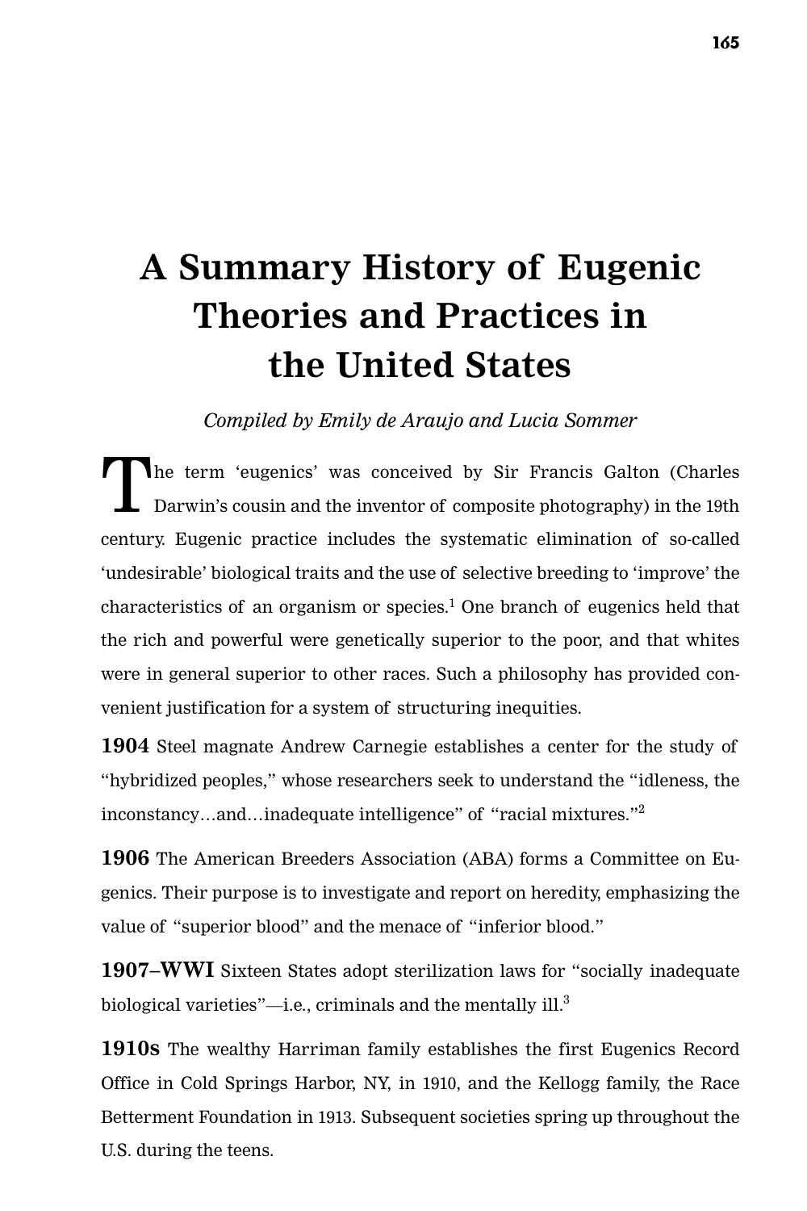# A Summary History of Eugenic Theories and Practices in the United States

*Compiled by Emily de Araujo and Lucia Sommer*

The term 'eugenics' was conceived by Sir Francis Galton (Charles Darwin's cousin and the inventor of composite photography) in the 19th century. Eugenic practice includes the systematic elimination of so-called 'undesirable' biological traits and the use of selective breeding to 'improve' the characteristics of an organism or species.[1] One branch of eugenics held that the rich and powerful were genetically superior to the poor, and that whites were in general superior to other races. Such a philosophy has provided convenient justification for a system of structuring inequities.

**1904** Steel magnate Andrew Carnegie establishes a center for the study of "hybridized peoples," whose researchers seek to understand the "idleness, the inconstancy…and…inadequate intelligence" of "racial mixtures."[2]

**1906** The American Breeders Association (ABA) forms a Committee on Eugenics. Their purpose is to investigate and report on heredity, emphasizing the value of "superior blood" and the menace of "inferior blood."

**1907–WWI** Sixteen States adopt sterilization laws for "socially inadequate biological varieties"—i.e., criminals and the mentally ill.[3]

**1910s** The wealthy Harriman family establishes the first Eugenics Record Office in Cold Springs Harbor, NY, in 1910, and the Kellogg family, the Race Betterment Foundation in 1913. Subsequent societies spring up throughout the U.S. during the teens.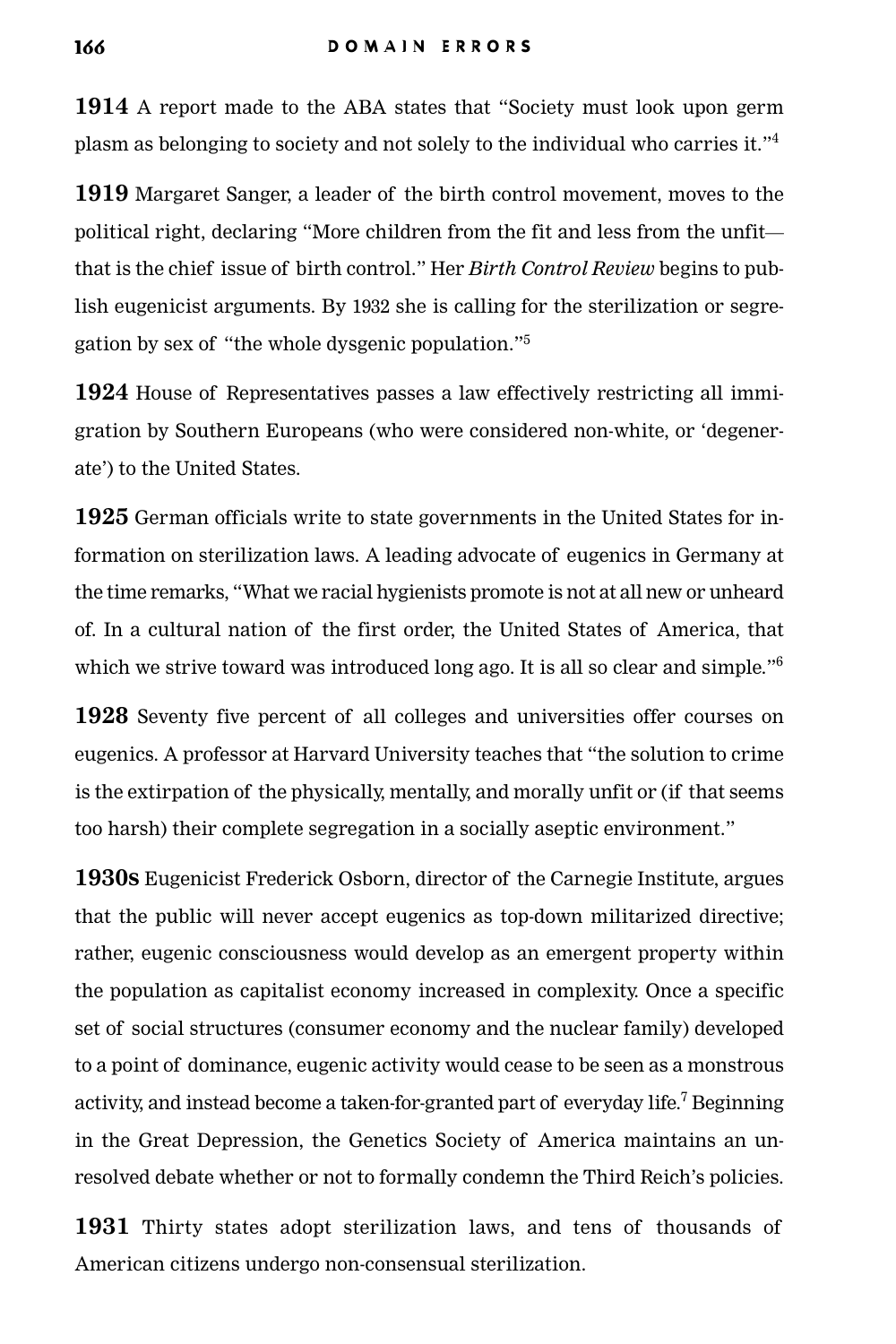**1914** A report made to the ABA states that "Society must look upon germ plasm as belonging to society and not solely to the individual who carries it."[4]

**1919** Margaret Sanger, a leader of the birth control movement, moves to the political right, declaring "More children from the fit and less from the unfit—that is the chief issue of birth control." Her *Birth Control Review* begins to publish eugenicist arguments. By 1932 she is calling for the sterilization or segregation by sex of "the whole dysgenic population."[5]

**1924** House of Representatives passes a law effectively restricting all immigration by Southern Europeans (who were considered non-white, or 'degenerate') to the United States.

**1925** German officials write to state governments in the United States for information on sterilization laws. A leading advocate of eugenics in Germany at the time remarks, "What we racial hygienists promote is not at all new or unheard of. In a cultural nation of the first order, the United States of America, that which we strive toward was introduced long ago. It is all so clear and simple."[6]

**1928** Seventy five percent of all colleges and universities offer courses on eugenics. A professor at Harvard University teaches that "the solution to crime is the extirpation of the physically, mentally, and morally unfit or (if that seems too harsh) their complete segregation in a socially aseptic environment."

**1930s** Eugenicist Frederick Osborn, director of the Carnegie Institute, argues that the public will never accept eugenics as top-down militarized directive; rather, eugenic consciousness would develop as an emergent property within the population as capitalist economy increased in complexity. Once a specific set of social structures (consumer economy and the nuclear family) developed to a point of dominance, eugenic activity would cease to be seen as a monstrous activity, and instead become a taken-for-granted part of everyday life.[7] Beginning in the Great Depression, the Genetics Society of America maintains an unresolved debate whether or not to formally condemn the Third Reich's policies.

**1931** Thirty states adopt sterilization laws, and tens of thousands of American citizens undergo non-consensual sterilization.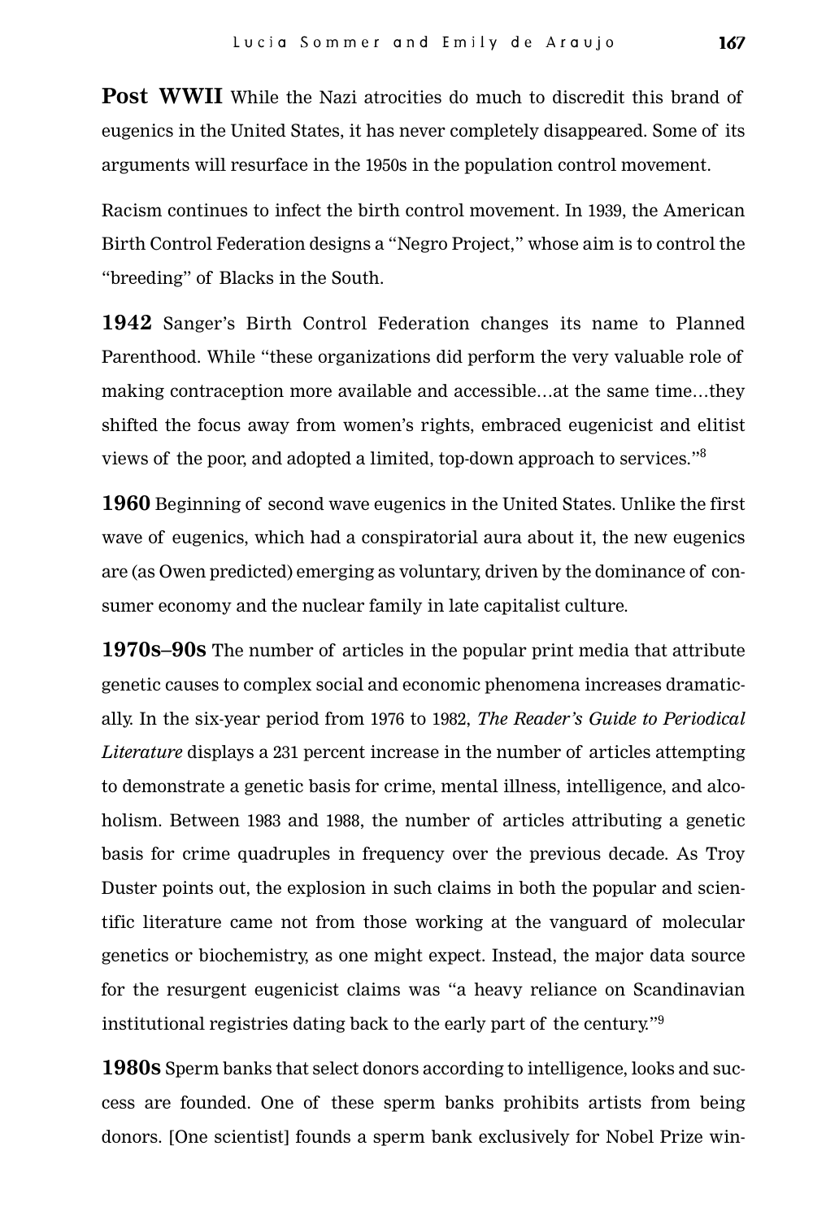**Post WWII** While the Nazi atrocities do much to discredit this brand of eugenics in the United States, it has never completely disappeared. Some of its arguments will resurface in the 1950s in the population control movement.

Racism continues to infect the birth control movement. In 1939, the American Birth Control Federation designs a "Negro Project," whose aim is to control the "breeding" of Blacks in the South.

**1942** Sanger's Birth Control Federation changes its name to Planned Parenthood. While "these organizations did perform the very valuable role of making contraception more available and accessible…at the same time…they shifted the focus away from women's rights, embraced eugenicist and elitist views of the poor, and adopted a limited, top-down approach to services."[8]

**1960** Beginning of second wave eugenics in the United States. Unlike the first wave of eugenics, which had a conspiratorial aura about it, the new eugenics are (as Owen predicted) emerging as voluntary, driven by the dominance of consumer economy and the nuclear family in late capitalist culture.

**1970s–90s** The number of articles in the popular print media that attribute genetic causes to complex social and economic phenomena increases dramatically. In the six-year period from 1976 to 1982, *The Reader's Guide to Periodical Literature* displays a 231 percent increase in the number of articles attempting to demonstrate a genetic basis for crime, mental illness, intelligence, and alcoholism. Between 1983 and 1988, the number of articles attributing a genetic basis for crime quadruples in frequency over the previous decade. As Troy Duster points out, the explosion in such claims in both the popular and scientific literature came not from those working at the vanguard of molecular genetics or biochemistry, as one might expect. Instead, the major data source for the resurgent eugenicist claims was "a heavy reliance on Scandinavian institutional registries dating back to the early part of the century."[9]

**1980s** Sperm banks that select donors according to intelligence, looks and success are founded. One of these sperm banks prohibits artists from being donors. [One scientist] founds a sperm bank exclusively for Nobel Prize win-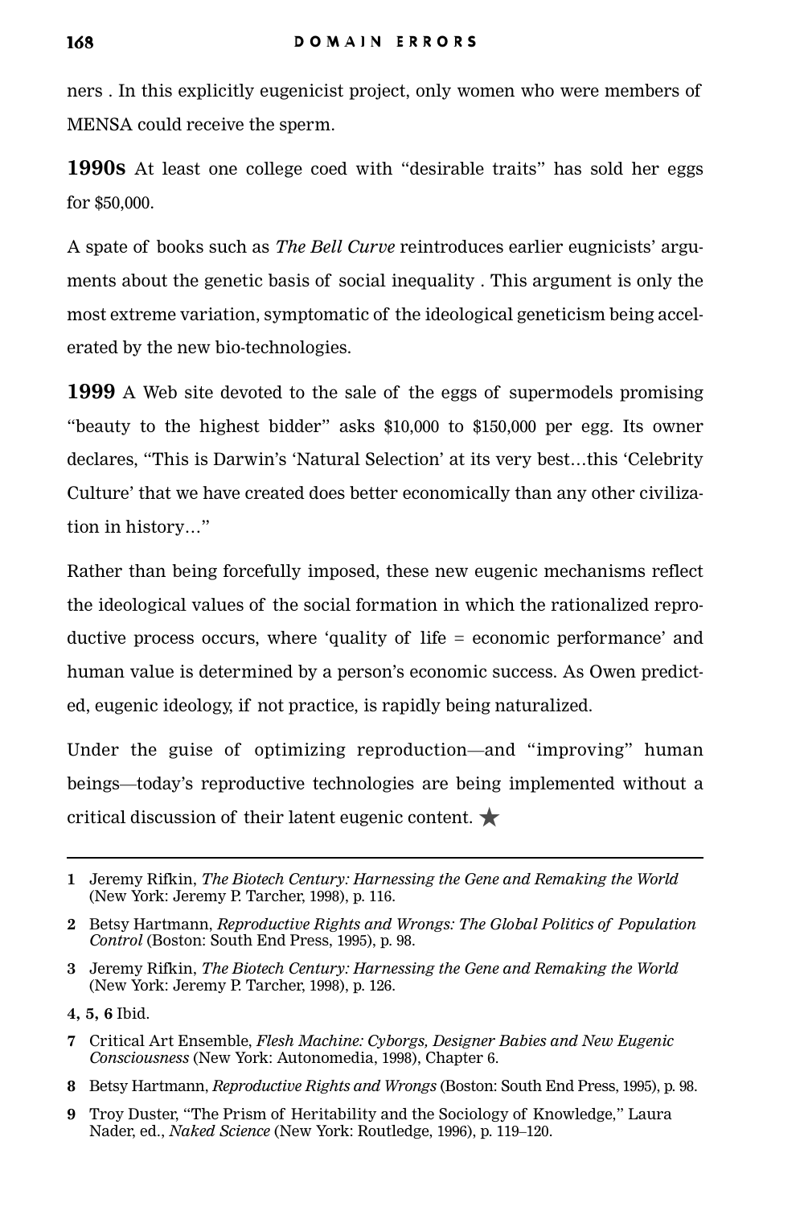ners . In this explicitly eugenicist project, only women who were members of MENSA could receive the sperm.

**1990s** At least one college coed with "desirable traits" has sold her eggs for $50,000.

A spate of books such as *The Bell Curve* reintroduces earlier eugnicists' arguments about the genetic basis of social inequality . This argument is only the most extreme variation, symptomatic of the ideological geneticism being accelerated by the new bio-technologies.

**1999** A Web site devoted to the sale of the eggs of supermodels promising "beauty to the highest bidder" asks $10,000 to $150,000 per egg. Its owner declares, "This is Darwin's 'Natural Selection' at its very best…this 'Celebrity Culture' that we have created does better economically than any other civilization in history…"

Rather than being forcefully imposed, these new eugenic mechanisms reflect the ideological values of the social formation in which the rationalized reproductive process occurs, where 'quality of life = economic performance' and human value is determined by a person's economic success. As Owen predicted, eugenic ideology, if not practice, is rapidly being naturalized.

Under the guise of optimizing reproduction—and "improving" human beings—today's reproductive technologies are being implemented without a critical discussion of their latent eugenic content. ★

---

**1** Jeremy Rifkin, *The Biotech Century: Harnessing the Gene and Remaking the World* (New York: Jeremy P. Tarcher, 1998), p. 116.

**2** Betsy Hartmann, *Reproductive Rights and Wrongs: The Global Politics of Population Control* (Boston: South End Press, 1995), p. 98.

**3** Jeremy Rifkin, *The Biotech Century: Harnessing the Gene and Remaking the World* (New York: Jeremy P. Tarcher, 1998), p. 126.

**4, 5, 6** Ibid.

**7** Critical Art Ensemble, *Flesh Machine: Cyborgs, Designer Babies and New Eugenic Consciousness* (New York: Autonomedia, 1998), Chapter 6.

**8** Betsy Hartmann, *Reproductive Rights and Wrongs* (Boston: South End Press, 1995), p. 98.

**9** Troy Duster, "The Prism of Heritability and the Sociology of Knowledge," Laura Nader, ed., *Naked Science* (New York: Routledge, 1996), p. 119–120.